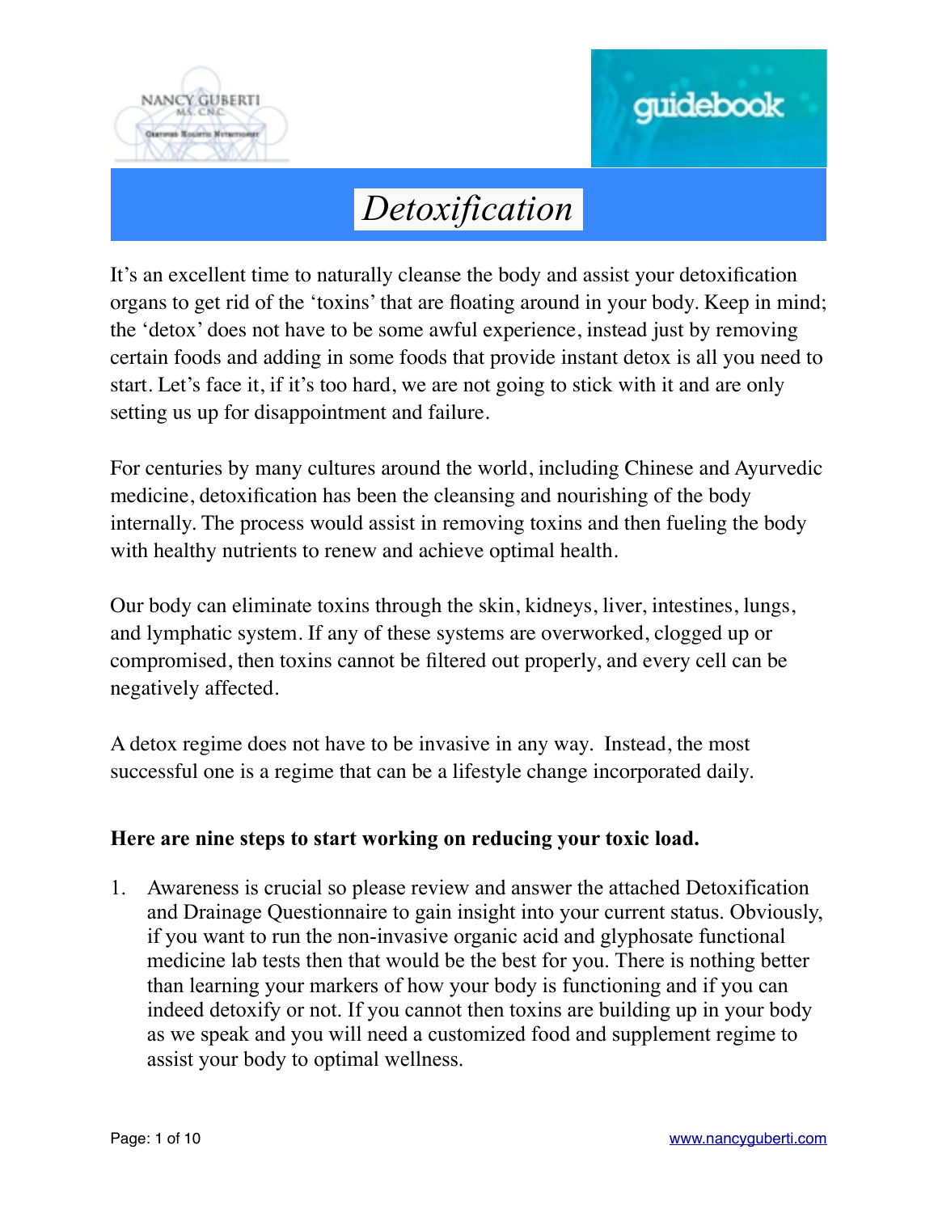NANCY GUBERTI
MS, CNC
Certified Holistic Nutritionist

guidebook

# *Detoxification*

It's an excellent time to naturally cleanse the body and assist your detoxification organs to get rid of the 'toxins' that are floating around in your body. Keep in mind; the 'detox' does not have to be some awful experience, instead just by removing certain foods and adding in some foods that provide instant detox is all you need to start. Let's face it, if it's too hard, we are not going to stick with it and are only setting us up for disappointment and failure.

For centuries by many cultures around the world, including Chinese and Ayurvedic medicine, detoxification has been the cleansing and nourishing of the body internally. The process would assist in removing toxins and then fueling the body with healthy nutrients to renew and achieve optimal health.

Our body can eliminate toxins through the skin, kidneys, liver, intestines, lungs, and lymphatic system. If any of these systems are overworked, clogged up or compromised, then toxins cannot be filtered out properly, and every cell can be negatively affected.

A detox regime does not have to be invasive in any way. Instead, the most successful one is a regime that can be a lifestyle change incorporated daily.

**Here are nine steps to start working on reducing your toxic load.**

1. Awareness is crucial so please review and answer the attached Detoxification and Drainage Questionnaire to gain insight into your current status. Obviously, if you want to run the non-invasive organic acid and glyphosate functional medicine lab tests then that would be the best for you. There is nothing better than learning your markers of how your body is functioning and if you can indeed detoxify or not. If you cannot then toxins are building up in your body as we speak and you will need a customized food and supplement regime to assist your body to optimal wellness.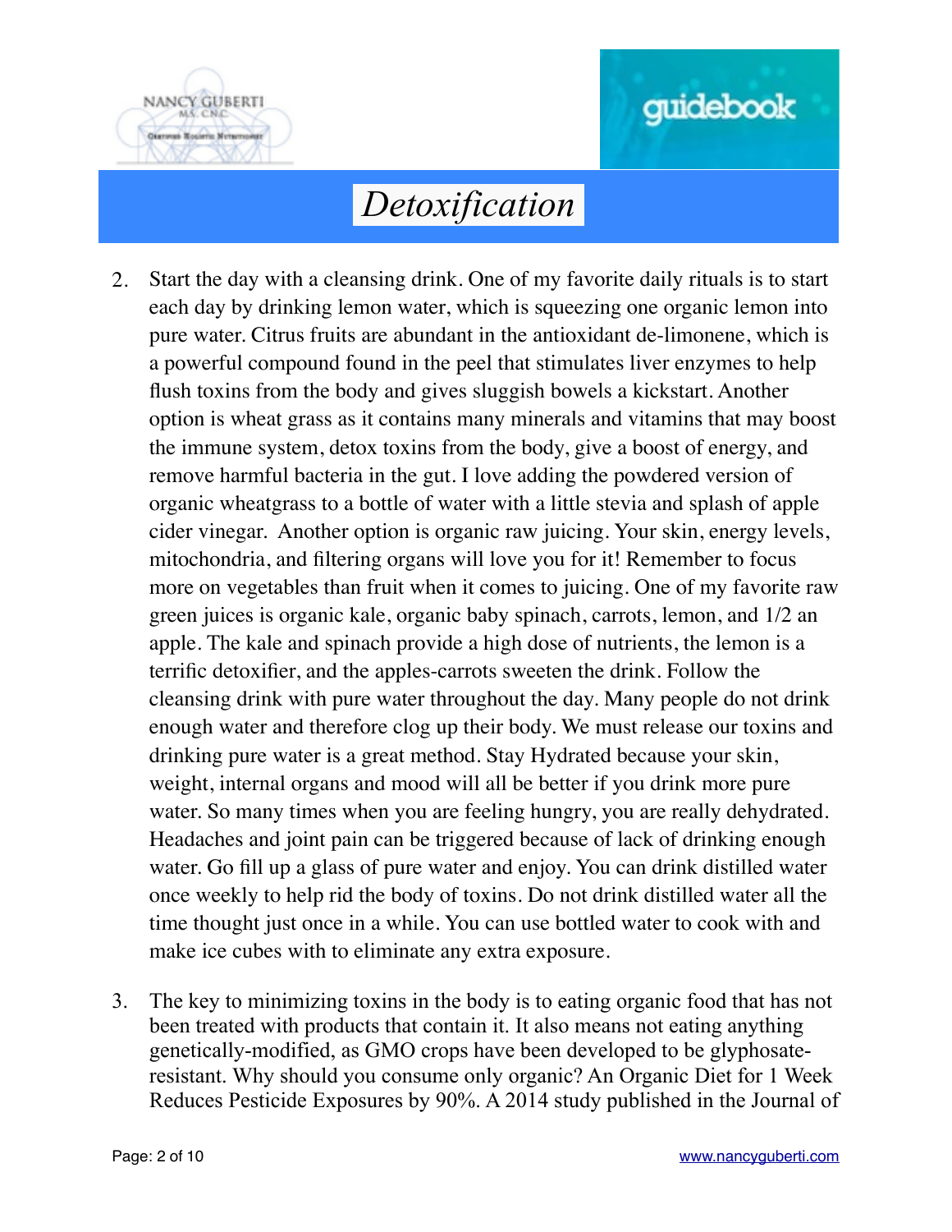# Detoxification

2. Start the day with a cleansing drink. One of my favorite daily rituals is to start each day by drinking lemon water, which is squeezing one organic lemon into pure water. Citrus fruits are abundant in the antioxidant de-limonene, which is a powerful compound found in the peel that stimulates liver enzymes to help flush toxins from the body and gives sluggish bowels a kickstart. Another option is wheat grass as it contains many minerals and vitamins that may boost the immune system, detox toxins from the body, give a boost of energy, and remove harmful bacteria in the gut. I love adding the powdered version of organic wheatgrass to a bottle of water with a little stevia and splash of apple cider vinegar. Another option is organic raw juicing. Your skin, energy levels, mitochondria, and filtering organs will love you for it! Remember to focus more on vegetables than fruit when it comes to juicing. One of my favorite raw green juices is organic kale, organic baby spinach, carrots, lemon, and 1/2 an apple. The kale and spinach provide a high dose of nutrients, the lemon is a terrific detoxifier, and the apples-carrots sweeten the drink. Follow the cleansing drink with pure water throughout the day. Many people do not drink enough water and therefore clog up their body. We must release our toxins and drinking pure water is a great method. Stay Hydrated because your skin, weight, internal organs and mood will all be better if you drink more pure water. So many times when you are feeling hungry, you are really dehydrated. Headaches and joint pain can be triggered because of lack of drinking enough water. Go fill up a glass of pure water and enjoy. You can drink distilled water once weekly to help rid the body of toxins. Do not drink distilled water all the time thought just once in a while. You can use bottled water to cook with and make ice cubes with to eliminate any extra exposure.

3. The key to minimizing toxins in the body is to eating organic food that has not been treated with products that contain it. It also means not eating anything genetically-modified, as GMO crops have been developed to be glyphosate-resistant. Why should you consume only organic? An Organic Diet for 1 Week Reduces Pesticide Exposures by 90%. A 2014 study published in the Journal of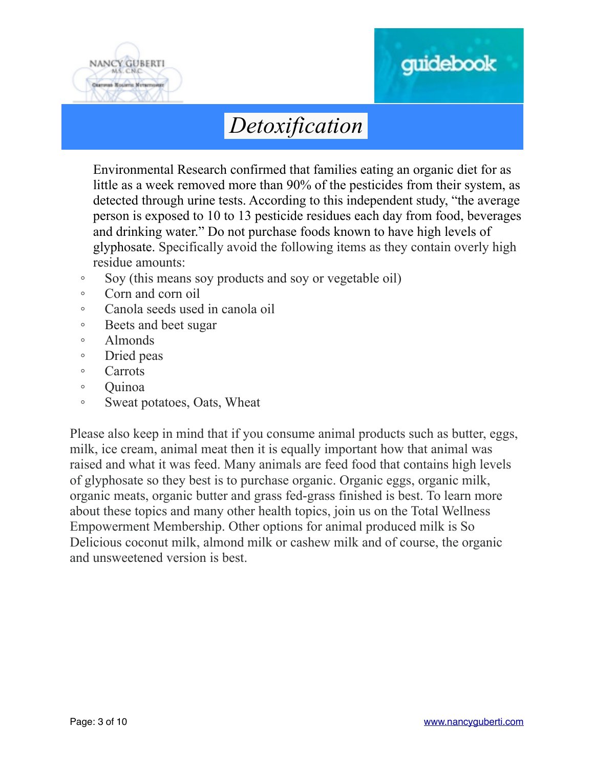# *Detoxification*

Environmental Research confirmed that families eating an organic diet for as little as a week removed more than 90% of the pesticides from their system, as detected through urine tests. According to this independent study, "the average person is exposed to 10 to 13 pesticide residues each day from food, beverages and drinking water." Do not purchase foods known to have high levels of glyphosate. Specifically avoid the following items as they contain overly high residue amounts:

- Soy (this means soy products and soy or vegetable oil)
- Corn and corn oil
- Canola seeds used in canola oil
- Beets and beet sugar
- Almonds
- Dried peas
- Carrots
- Quinoa
- Sweat potatoes, Oats, Wheat

Please also keep in mind that if you consume animal products such as butter, eggs, milk, ice cream, animal meat then it is equally important how that animal was raised and what it was feed. Many animals are feed food that contains high levels of glyphosate so they best is to purchase organic. Organic eggs, organic milk, organic meats, organic butter and grass fed-grass finished is best. To learn more about these topics and many other health topics, join us on the Total Wellness Empowerment Membership. Other options for animal produced milk is So Delicious coconut milk, almond milk or cashew milk and of course, the organic and unsweetened version is best.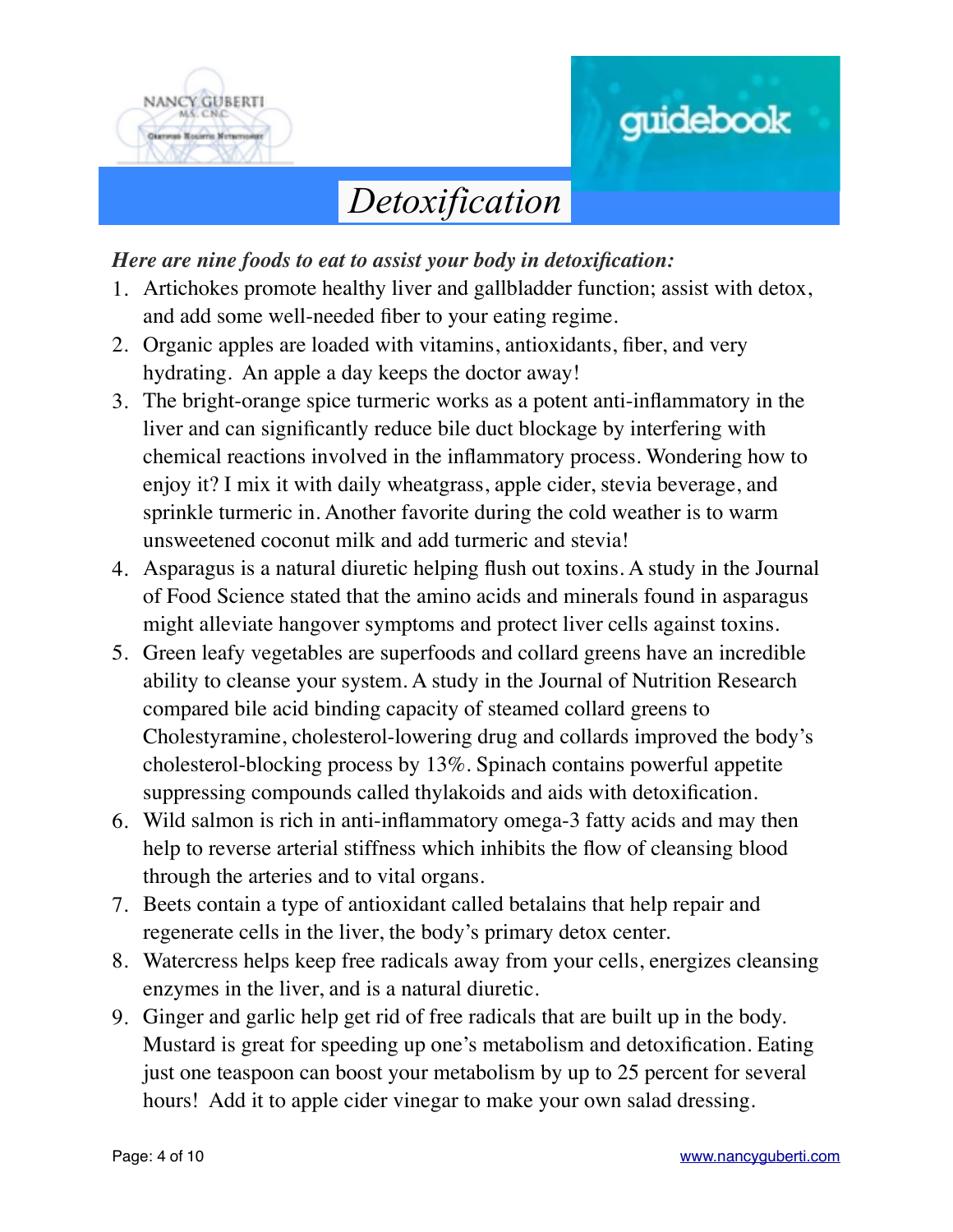# Detoxification

***Here are nine foods to eat to assist your body in detoxification:***

1. Artichokes promote healthy liver and gallbladder function; assist with detox, and add some well-needed fiber to your eating regime.
2. Organic apples are loaded with vitamins, antioxidants, fiber, and very hydrating. An apple a day keeps the doctor away!
3. The bright-orange spice turmeric works as a potent anti-inflammatory in the liver and can significantly reduce bile duct blockage by interfering with chemical reactions involved in the inflammatory process. Wondering how to enjoy it? I mix it with daily wheatgrass, apple cider, stevia beverage, and sprinkle turmeric in. Another favorite during the cold weather is to warm unsweetened coconut milk and add turmeric and stevia!
4. Asparagus is a natural diuretic helping flush out toxins. A study in the Journal of Food Science stated that the amino acids and minerals found in asparagus might alleviate hangover symptoms and protect liver cells against toxins.
5. Green leafy vegetables are superfoods and collard greens have an incredible ability to cleanse your system. A study in the Journal of Nutrition Research compared bile acid binding capacity of steamed collard greens to Cholestyramine, cholesterol-lowering drug and collards improved the body's cholesterol-blocking process by 13%. Spinach contains powerful appetite suppressing compounds called thylakoids and aids with detoxification.
6. Wild salmon is rich in anti-inflammatory omega-3 fatty acids and may then help to reverse arterial stiffness which inhibits the flow of cleansing blood through the arteries and to vital organs.
7. Beets contain a type of antioxidant called betalains that help repair and regenerate cells in the liver, the body's primary detox center.
8. Watercress helps keep free radicals away from your cells, energizes cleansing enzymes in the liver, and is a natural diuretic.
9. Ginger and garlic help get rid of free radicals that are built up in the body. Mustard is great for speeding up one's metabolism and detoxification. Eating just one teaspoon can boost your metabolism by up to 25 percent for several hours! Add it to apple cider vinegar to make your own salad dressing.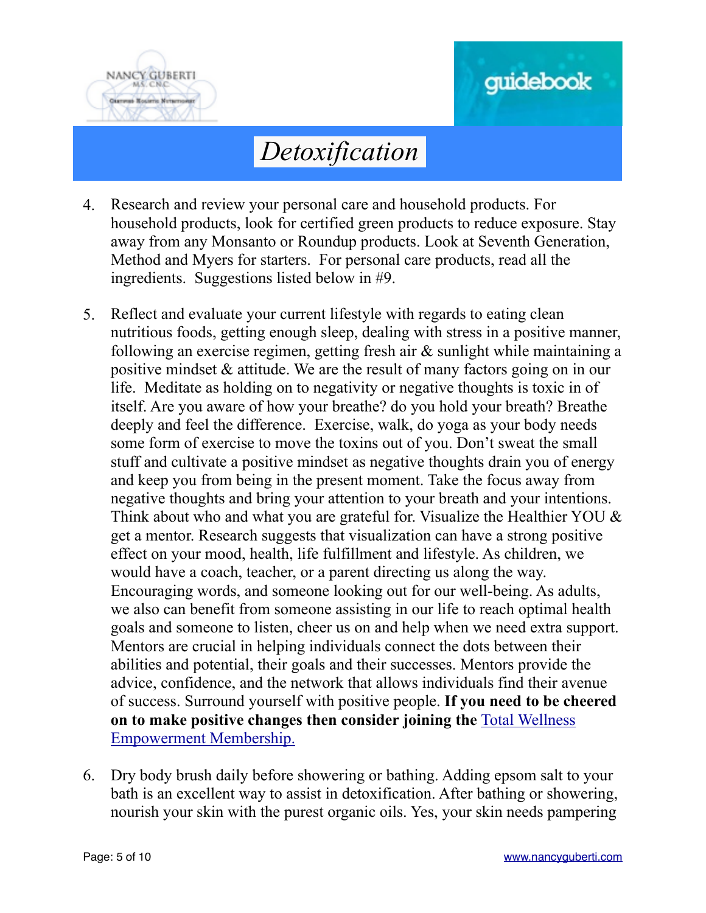# *Detoxification*

4. Research and review your personal care and household products. For household products, look for certified green products to reduce exposure. Stay away from any Monsanto or Roundup products. Look at Seventh Generation, Method and Myers for starters. For personal care products, read all the ingredients. Suggestions listed below in #9.

5. Reflect and evaluate your current lifestyle with regards to eating clean nutritious foods, getting enough sleep, dealing with stress in a positive manner, following an exercise regimen, getting fresh air & sunlight while maintaining a positive mindset & attitude. We are the result of many factors going on in our life. Meditate as holding on to negativity or negative thoughts is toxic in of itself. Are you aware of how your breathe? do you hold your breath? Breathe deeply and feel the difference. Exercise, walk, do yoga as your body needs some form of exercise to move the toxins out of you. Don't sweat the small stuff and cultivate a positive mindset as negative thoughts drain you of energy and keep you from being in the present moment. Take the focus away from negative thoughts and bring your attention to your breath and your intentions. Think about who and what you are grateful for. Visualize the Healthier YOU & get a mentor. Research suggests that visualization can have a strong positive effect on your mood, health, life fulfillment and lifestyle. As children, we would have a coach, teacher, or a parent directing us along the way. Encouraging words, and someone looking out for our well-being. As adults, we also can benefit from someone assisting in our life to reach optimal health goals and someone to listen, cheer us on and help when we need extra support. Mentors are crucial in helping individuals connect the dots between their abilities and potential, their goals and their successes. Mentors provide the advice, confidence, and the network that allows individuals find their avenue of success. Surround yourself with positive people. **If you need to be cheered on to make positive changes then consider joining the** Total Wellness Empowerment Membership.

6. Dry body brush daily before showering or bathing. Adding epsom salt to your bath is an excellent way to assist in detoxification. After bathing or showering, nourish your skin with the purest organic oils. Yes, your skin needs pampering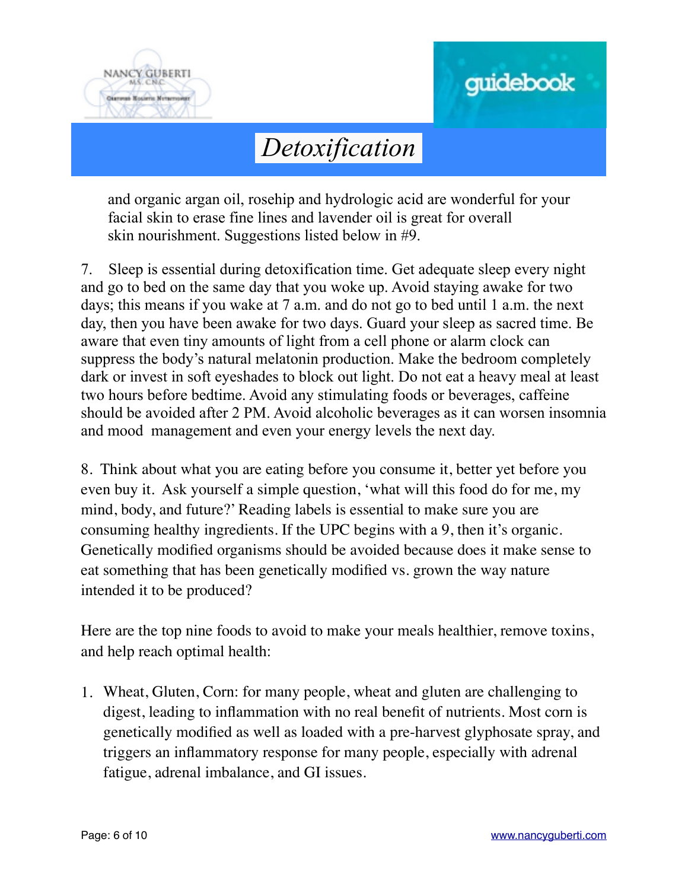and organic argan oil, rosehip and hydrologic acid are wonderful for your facial skin to erase fine lines and lavender oil is great for overall skin nourishment. Suggestions listed below in #9.

7. Sleep is essential during detoxification time. Get adequate sleep every night and go to bed on the same day that you woke up. Avoid staying awake for two days; this means if you wake at 7 a.m. and do not go to bed until 1 a.m. the next day, then you have been awake for two days. Guard your sleep as sacred time. Be aware that even tiny amounts of light from a cell phone or alarm clock can suppress the body's natural melatonin production. Make the bedroom completely dark or invest in soft eyeshades to block out light. Do not eat a heavy meal at least two hours before bedtime. Avoid any stimulating foods or beverages, caffeine should be avoided after 2 PM. Avoid alcoholic beverages as it can worsen insomnia and mood management and even your energy levels the next day.

8. Think about what you are eating before you consume it, better yet before you even buy it. Ask yourself a simple question, 'what will this food do for me, my mind, body, and future?' Reading labels is essential to make sure you are consuming healthy ingredients. If the UPC begins with a 9, then it's organic. Genetically modified organisms should be avoided because does it make sense to eat something that has been genetically modified vs. grown the way nature intended it to be produced?

Here are the top nine foods to avoid to make your meals healthier, remove toxins, and help reach optimal health:

1. Wheat, Gluten, Corn: for many people, wheat and gluten are challenging to digest, leading to inflammation with no real benefit of nutrients. Most corn is genetically modified as well as loaded with a pre-harvest glyphosate spray, and triggers an inflammatory response for many people, especially with adrenal fatigue, adrenal imbalance, and GI issues.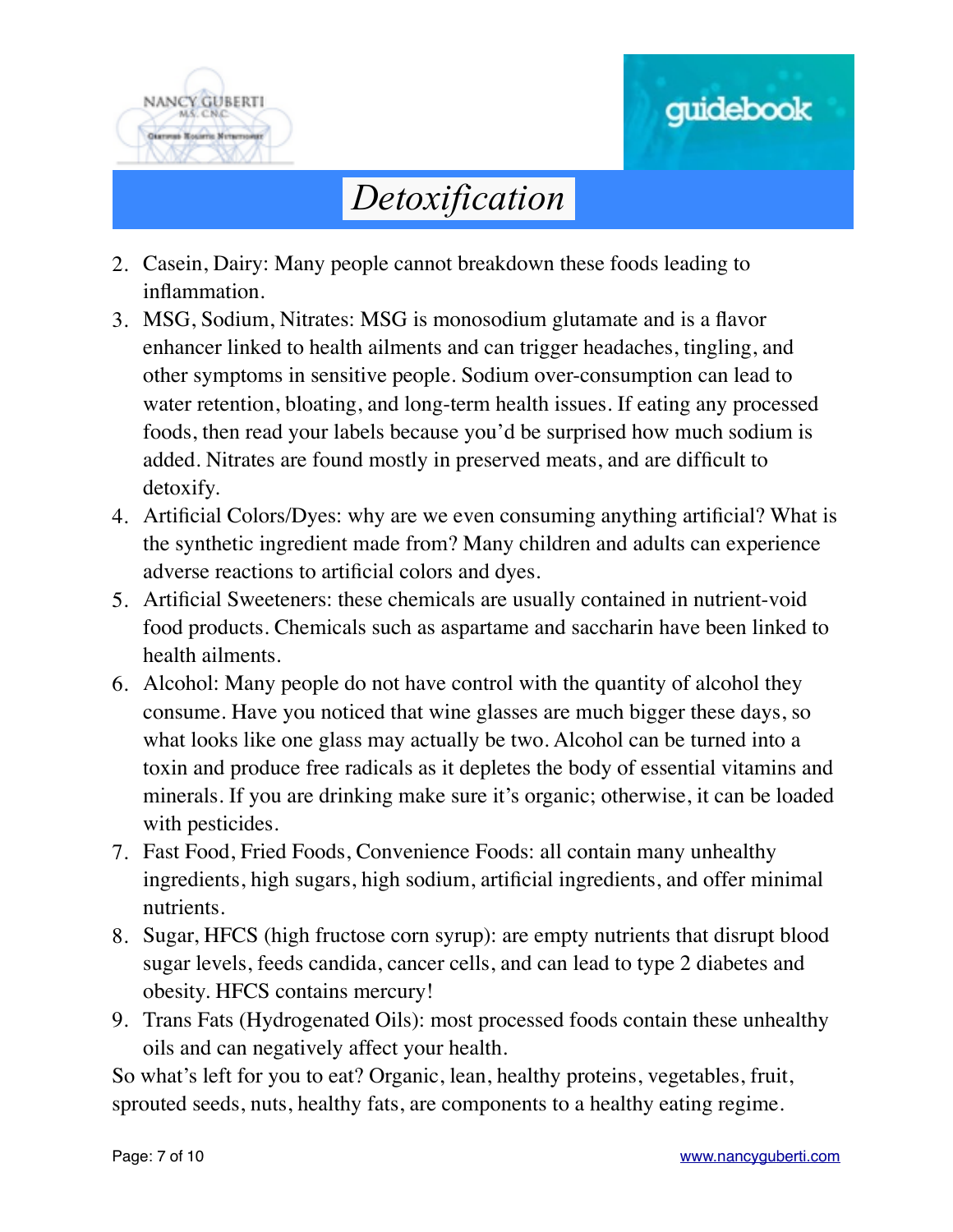# *Detoxification*

2. Casein, Dairy: Many people cannot breakdown these foods leading to inflammation.
3. MSG, Sodium, Nitrates: MSG is monosodium glutamate and is a flavor enhancer linked to health ailments and can trigger headaches, tingling, and other symptoms in sensitive people. Sodium over-consumption can lead to water retention, bloating, and long-term health issues. If eating any processed foods, then read your labels because you'd be surprised how much sodium is added. Nitrates are found mostly in preserved meats, and are difficult to detoxify.
4. Artificial Colors/Dyes: why are we even consuming anything artificial? What is the synthetic ingredient made from? Many children and adults can experience adverse reactions to artificial colors and dyes.
5. Artificial Sweeteners: these chemicals are usually contained in nutrient-void food products. Chemicals such as aspartame and saccharin have been linked to health ailments.
6. Alcohol: Many people do not have control with the quantity of alcohol they consume. Have you noticed that wine glasses are much bigger these days, so what looks like one glass may actually be two. Alcohol can be turned into a toxin and produce free radicals as it depletes the body of essential vitamins and minerals. If you are drinking make sure it's organic; otherwise, it can be loaded with pesticides.
7. Fast Food, Fried Foods, Convenience Foods: all contain many unhealthy ingredients, high sugars, high sodium, artificial ingredients, and offer minimal nutrients.
8. Sugar, HFCS (high fructose corn syrup): are empty nutrients that disrupt blood sugar levels, feeds candida, cancer cells, and can lead to type 2 diabetes and obesity. HFCS contains mercury!
9. Trans Fats (Hydrogenated Oils): most processed foods contain these unhealthy oils and can negatively affect your health.

So what's left for you to eat? Organic, lean, healthy proteins, vegetables, fruit, sprouted seeds, nuts, healthy fats, are components to a healthy eating regime.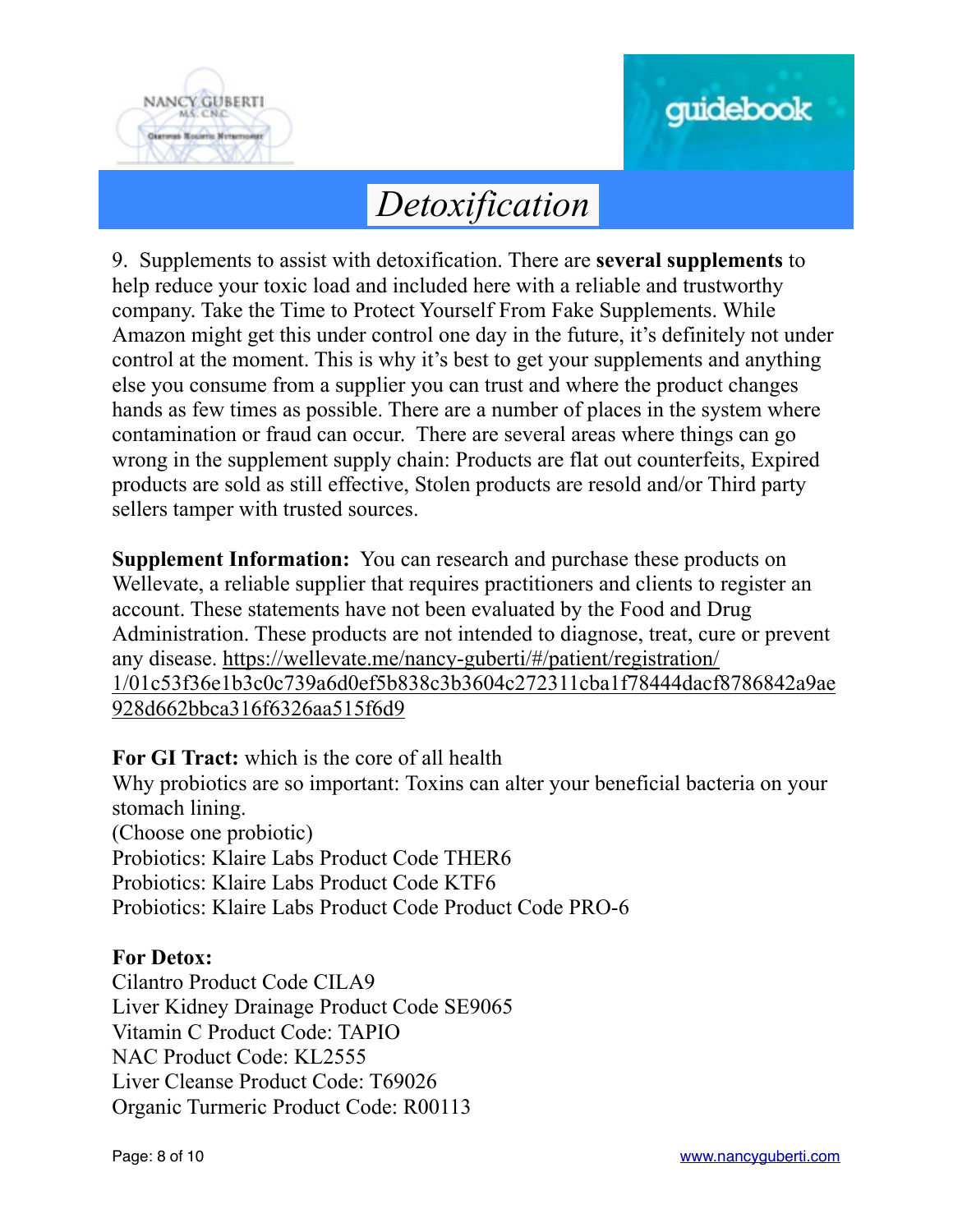# *Detoxification*

9. Supplements to assist with detoxification. There are **several supplements** to help reduce your toxic load and included here with a reliable and trustworthy company. Take the Time to Protect Yourself From Fake Supplements. While Amazon might get this under control one day in the future, it's definitely not under control at the moment. This is why it's best to get your supplements and anything else you consume from a supplier you can trust and where the product changes hands as few times as possible. There are a number of places in the system where contamination or fraud can occur. There are several areas where things can go wrong in the supplement supply chain: Products are flat out counterfeits, Expired products are sold as still effective, Stolen products are resold and/or Third party sellers tamper with trusted sources.

**Supplement Information:** You can research and purchase these products on Wellevate, a reliable supplier that requires practitioners and clients to register an account. These statements have not been evaluated by the Food and Drug Administration. These products are not intended to diagnose, treat, cure or prevent any disease. [https://wellevate.me/nancy-guberti/#/patient/registration/1/01c53f36e1b3c0c739a6d0ef5b838c3b3604c272311cba1f78444dacf8786842a9ae928d662bbca316f6326aa515f6d9](https://wellevate.me/nancy-guberti/#/patient/registration/1/01c53f36e1b3c0c739a6d0ef5b838c3b3604c272311cba1f78444dacf8786842a9ae928d662bbca316f6326aa515f6d9)

**For GI Tract:** which is the core of all health
Why probiotics are so important: Toxins can alter your beneficial bacteria on your stomach lining.
(Choose one probiotic)
Probiotics: Klaire Labs Product Code THER6
Probiotics: Klaire Labs Product Code KTF6
Probiotics: Klaire Labs Product Code Product Code PRO-6

**For Detox:**
Cilantro Product Code CILA9
Liver Kidney Drainage Product Code SE9065
Vitamin C Product Code: TAPIO
NAC Product Code: KL2555
Liver Cleanse Product Code: T69026
Organic Turmeric Product Code: R00113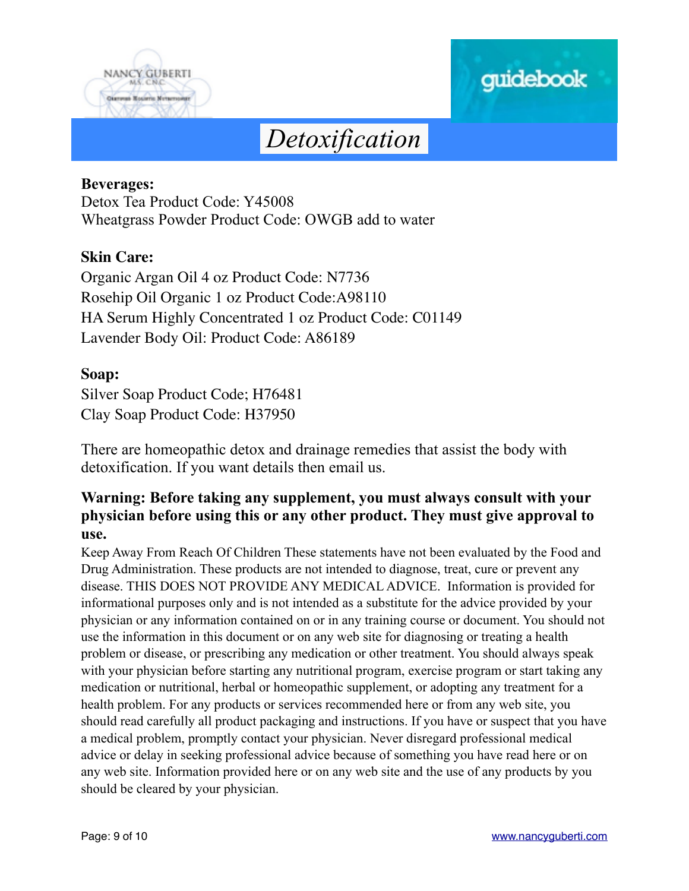# Detoxification

**Beverages:**
Detox Tea Product Code: Y45008
Wheatgrass Powder Product Code: OWGB add to water

**Skin Care:**
Organic Argan Oil 4 oz Product Code: N7736
Rosehip Oil Organic 1 oz Product Code:A98110
HA Serum Highly Concentrated 1 oz Product Code: C01149
Lavender Body Oil: Product Code: A86189

**Soap:**
Silver Soap Product Code; H76481
Clay Soap Product Code: H37950

There are homeopathic detox and drainage remedies that assist the body with detoxification. If you want details then email us.

**Warning: Before taking any supplement, you must always consult with your physician before using this or any other product. They must give approval to use.**

Keep Away From Reach Of Children These statements have not been evaluated by the Food and Drug Administration. These products are not intended to diagnose, treat, cure or prevent any disease. THIS DOES NOT PROVIDE ANY MEDICAL ADVICE. Information is provided for informational purposes only and is not intended as a substitute for the advice provided by your physician or any information contained on or in any training course or document. You should not use the information in this document or on any web site for diagnosing or treating a health problem or disease, or prescribing any medication or other treatment. You should always speak with your physician before starting any nutritional program, exercise program or start taking any medication or nutritional, herbal or homeopathic supplement, or adopting any treatment for a health problem. For any products or services recommended here or from any web site, you should read carefully all product packaging and instructions. If you have or suspect that you have a medical problem, promptly contact your physician. Never disregard professional medical advice or delay in seeking professional advice because of something you have read here or on any web site. Information provided here or on any web site and the use of any products by you should be cleared by your physician.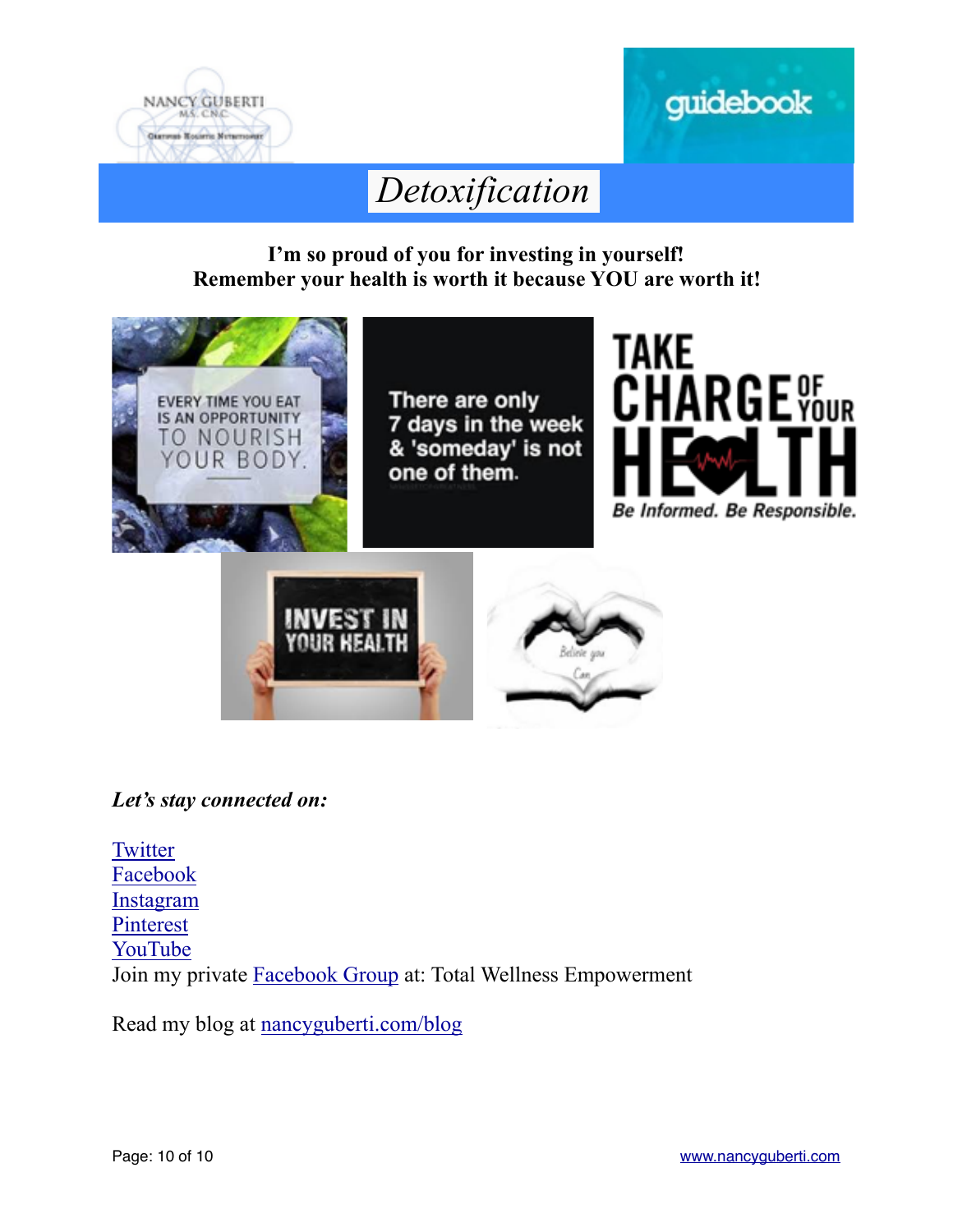# Detoxification

**I'm so proud of you for investing in yourself!**
**Remember your health is worth it because YOU are worth it!**

***Let's stay connected on:***

[Twitter](#)
[Facebook](#)
[Instagram](#)
[Pinterest](#)
[YouTube](#)
Join my private [Facebook Group](#) at: Total Wellness Empowerment

Read my blog at [nancyguberti.com/blog](#)